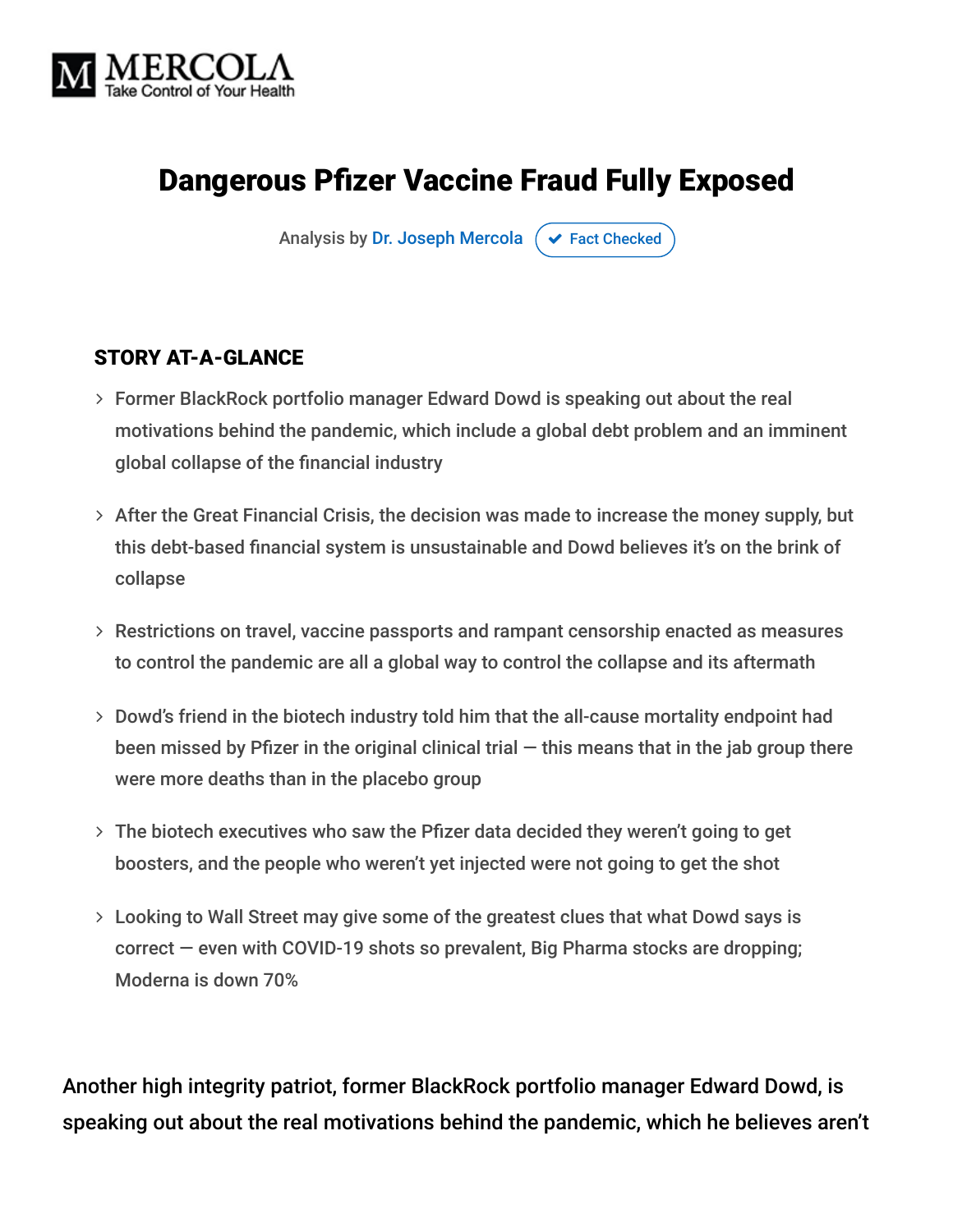MERCOLA
Take Control of Your Health

# Dangerous Pfizer Vaccine Fraud Fully Exposed

Analysis by Dr. Joseph Mercola ✔ Fact Checked

## STORY AT-A-GLANCE

- Former BlackRock portfolio manager Edward Dowd is speaking out about the real motivations behind the pandemic, which include a global debt problem and an imminent global collapse of the financial industry
- After the Great Financial Crisis, the decision was made to increase the money supply, but this debt-based financial system is unsustainable and Dowd believes it's on the brink of collapse
- Restrictions on travel, vaccine passports and rampant censorship enacted as measures to control the pandemic are all a global way to control the collapse and its aftermath
- Dowd's friend in the biotech industry told him that the all-cause mortality endpoint had been missed by Pfizer in the original clinical trial — this means that in the jab group there were more deaths than in the placebo group
- The biotech executives who saw the Pfizer data decided they weren't going to get boosters, and the people who weren't yet injected were not going to get the shot
- Looking to Wall Street may give some of the greatest clues that what Dowd says is correct — even with COVID-19 shots so prevalent, Big Pharma stocks are dropping; Moderna is down 70%

Another high integrity patriot, former BlackRock portfolio manager Edward Dowd, is speaking out about the real motivations behind the pandemic, which he believes aren't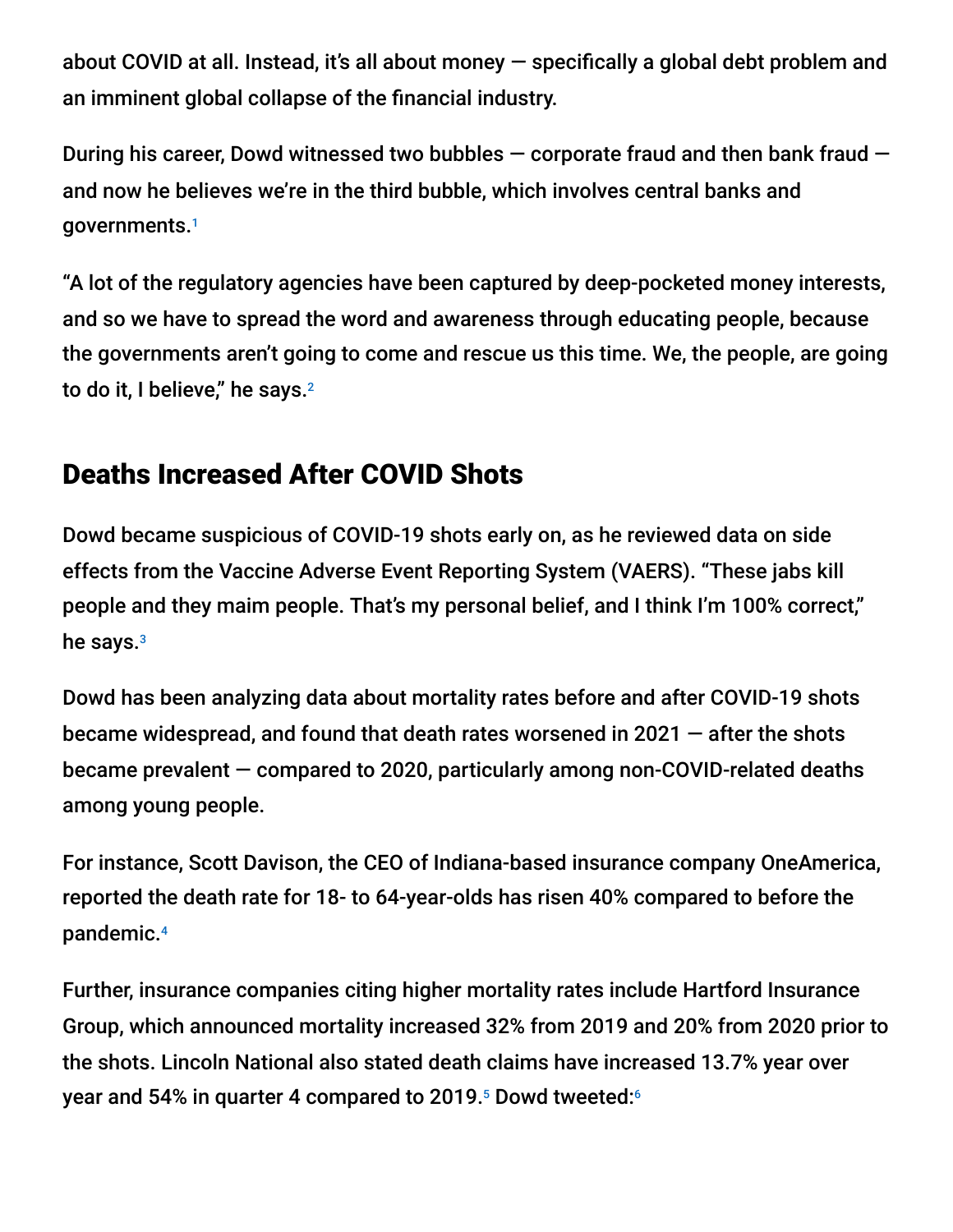about COVID at all. Instead, it's all about money — specifically a global debt problem and an imminent global collapse of the financial industry.

During his career, Dowd witnessed two bubbles — corporate fraud and then bank fraud — and now he believes we're in the third bubble, which involves central banks and governments.[1]

"A lot of the regulatory agencies have been captured by deep-pocketed money interests, and so we have to spread the word and awareness through educating people, because the governments aren't going to come and rescue us this time. We, the people, are going to do it, I believe," he says.[2]

## Deaths Increased After COVID Shots

Dowd became suspicious of COVID-19 shots early on, as he reviewed data on side effects from the Vaccine Adverse Event Reporting System (VAERS). "These jabs kill people and they maim people. That's my personal belief, and I think I'm 100% correct," he says.[3]

Dowd has been analyzing data about mortality rates before and after COVID-19 shots became widespread, and found that death rates worsened in 2021 — after the shots became prevalent — compared to 2020, particularly among non-COVID-related deaths among young people.

For instance, Scott Davison, the CEO of Indiana-based insurance company OneAmerica, reported the death rate for 18- to 64-year-olds has risen 40% compared to before the pandemic.[4]

Further, insurance companies citing higher mortality rates include Hartford Insurance Group, which announced mortality increased 32% from 2019 and 20% from 2020 prior to the shots. Lincoln National also stated death claims have increased 13.7% year over year and 54% in quarter 4 compared to 2019.[5] Dowd tweeted:[6]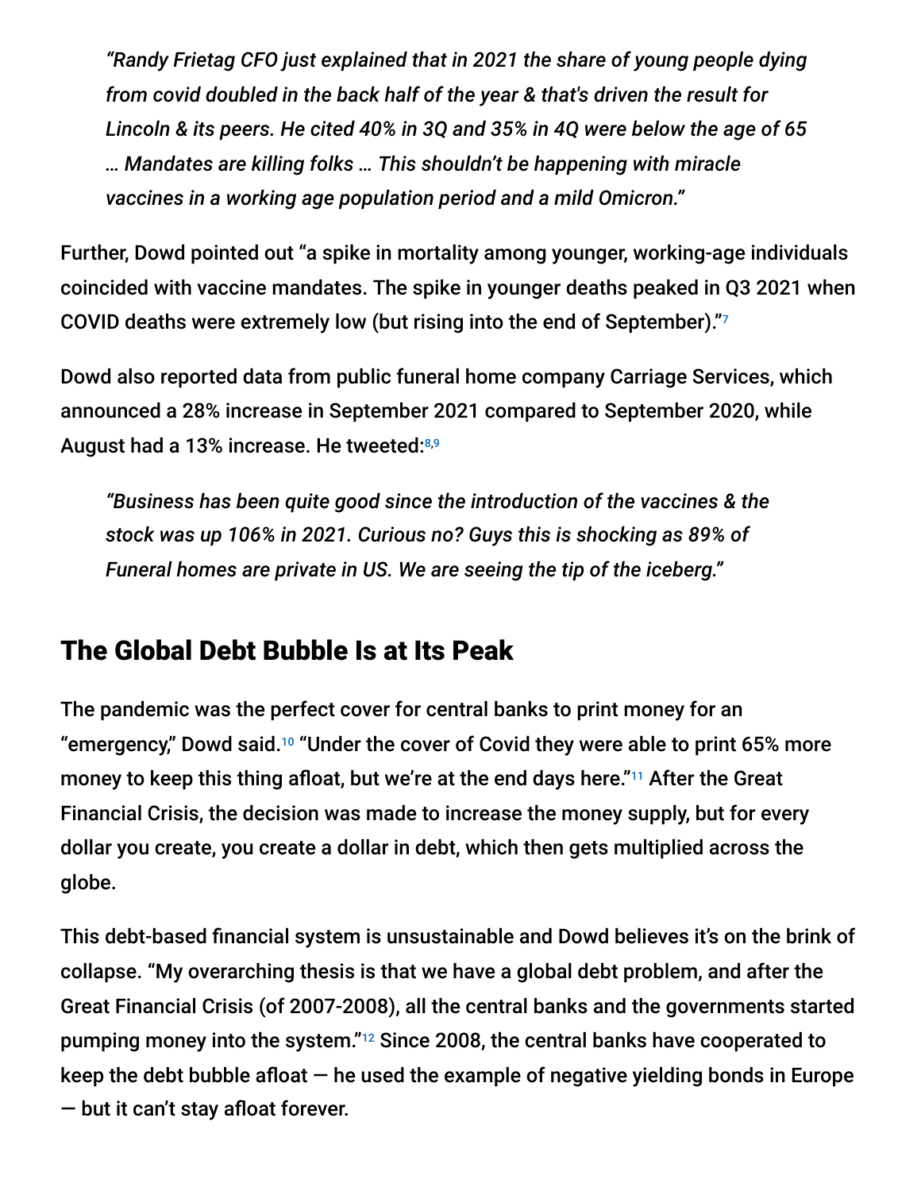> *"Randy Frietag CFO just explained that in 2021 the share of young people dying from covid doubled in the back half of the year & that's driven the result for Lincoln & its peers. He cited 40% in 3Q and 35% in 4Q were below the age of 65 … Mandates are killing folks … This shouldn't be happening with miracle vaccines in a working age population period and a mild Omicron."*

Further, Dowd pointed out "a spike in mortality among younger, working-age individuals coincided with vaccine mandates. The spike in younger deaths peaked in Q3 2021 when COVID deaths were extremely low (but rising into the end of September)."[7]

Dowd also reported data from public funeral home company Carriage Services, which announced a 28% increase in September 2021 compared to September 2020, while August had a 13% increase. He tweeted:[8,9]

> *"Business has been quite good since the introduction of the vaccines & the stock was up 106% in 2021. Curious no? Guys this is shocking as 89% of Funeral homes are private in US. We are seeing the tip of the iceberg."*

## The Global Debt Bubble Is at Its Peak

The pandemic was the perfect cover for central banks to print money for an "emergency," Dowd said.[10] "Under the cover of Covid they were able to print 65% more money to keep this thing afloat, but we're at the end days here."[11] After the Great Financial Crisis, the decision was made to increase the money supply, but for every dollar you create, you create a dollar in debt, which then gets multiplied across the globe.

This debt-based financial system is unsustainable and Dowd believes it's on the brink of collapse. "My overarching thesis is that we have a global debt problem, and after the Great Financial Crisis (of 2007-2008), all the central banks and the governments started pumping money into the system."[12] Since 2008, the central banks have cooperated to keep the debt bubble afloat — he used the example of negative yielding bonds in Europe — but it can't stay afloat forever.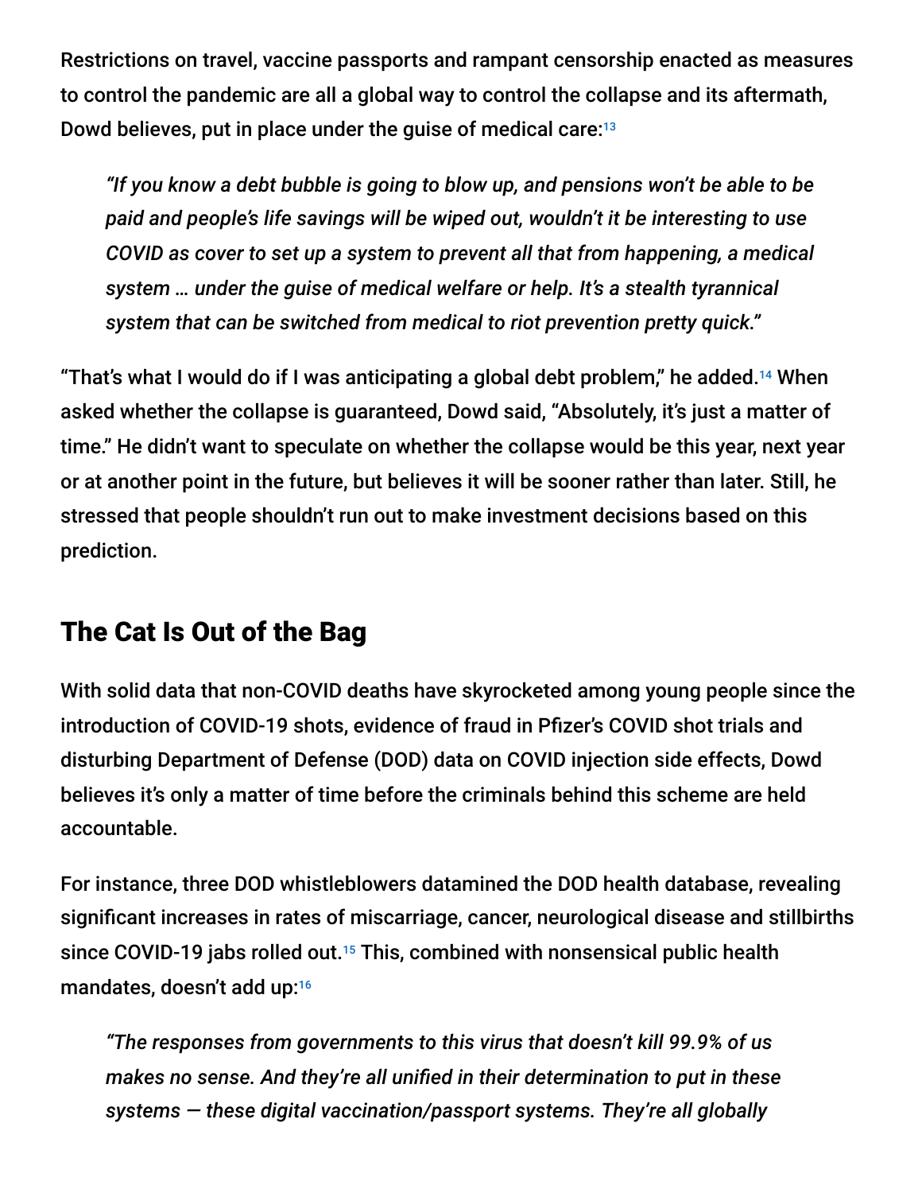Restrictions on travel, vaccine passports and rampant censorship enacted as measures to control the pandemic are all a global way to control the collapse and its aftermath, Dowd believes, put in place under the guise of medical care:[13]

> *"If you know a debt bubble is going to blow up, and pensions won't be able to be paid and people's life savings will be wiped out, wouldn't it be interesting to use COVID as cover to set up a system to prevent all that from happening, a medical system … under the guise of medical welfare or help. It's a stealth tyrannical system that can be switched from medical to riot prevention pretty quick."*

"That's what I would do if I was anticipating a global debt problem," he added.[14] When asked whether the collapse is guaranteed, Dowd said, "Absolutely, it's just a matter of time." He didn't want to speculate on whether the collapse would be this year, next year or at another point in the future, but believes it will be sooner rather than later. Still, he stressed that people shouldn't run out to make investment decisions based on this prediction.

## The Cat Is Out of the Bag

With solid data that non-COVID deaths have skyrocketed among young people since the introduction of COVID-19 shots, evidence of fraud in Pfizer's COVID shot trials and disturbing Department of Defense (DOD) data on COVID injection side effects, Dowd believes it's only a matter of time before the criminals behind this scheme are held accountable.

For instance, three DOD whistleblowers datamined the DOD health database, revealing significant increases in rates of miscarriage, cancer, neurological disease and stillbirths since COVID-19 jabs rolled out.[15] This, combined with nonsensical public health mandates, doesn't add up:[16]

> *"The responses from governments to this virus that doesn't kill 99.9% of us makes no sense. And they're all unified in their determination to put in these systems — these digital vaccination/passport systems. They're all globally*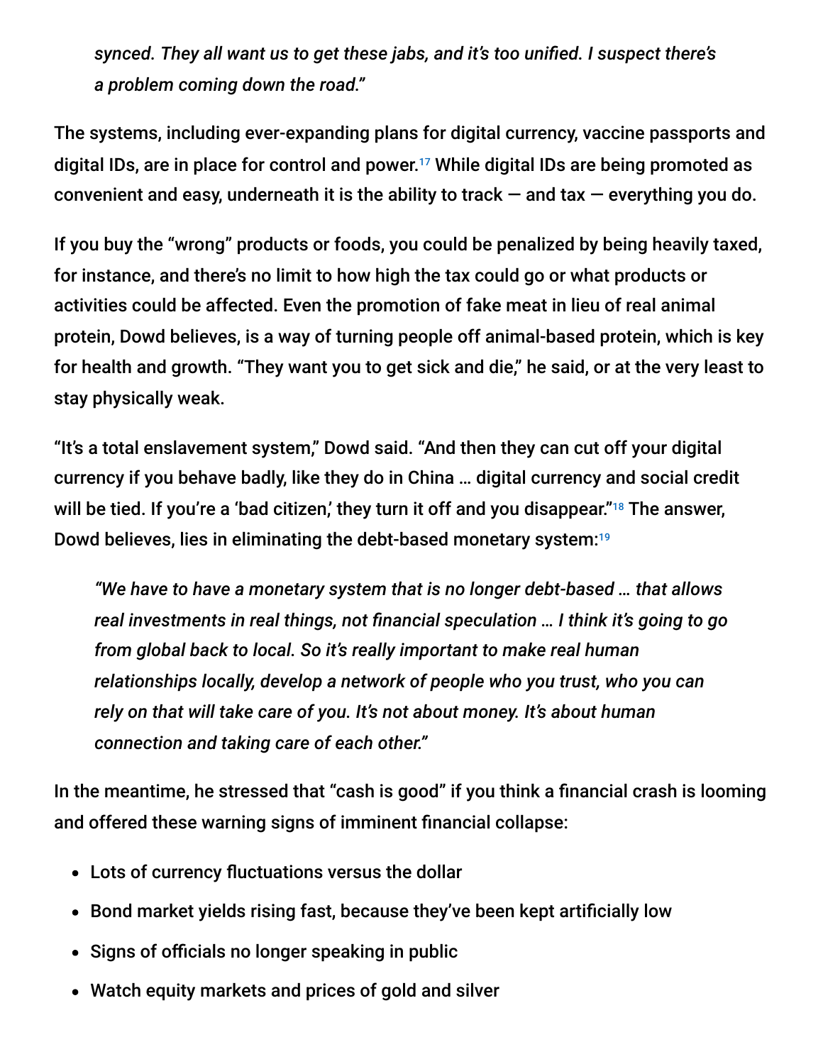*synced. They all want us to get these jabs, and it's too unified. I suspect there's a problem coming down the road."*

The systems, including ever-expanding plans for digital currency, vaccine passports and digital IDs, are in place for control and power.[17] While digital IDs are being promoted as convenient and easy, underneath it is the ability to track — and tax — everything you do.

If you buy the "wrong" products or foods, you could be penalized by being heavily taxed, for instance, and there's no limit to how high the tax could go or what products or activities could be affected. Even the promotion of fake meat in lieu of real animal protein, Dowd believes, is a way of turning people off animal-based protein, which is key for health and growth. "They want you to get sick and die," he said, or at the very least to stay physically weak.

"It's a total enslavement system," Dowd said. "And then they can cut off your digital currency if you behave badly, like they do in China … digital currency and social credit will be tied. If you're a 'bad citizen,' they turn it off and you disappear."[18] The answer, Dowd believes, lies in eliminating the debt-based monetary system:[19]

> *"We have to have a monetary system that is no longer debt-based … that allows real investments in real things, not financial speculation … I think it's going to go from global back to local. So it's really important to make real human relationships locally, develop a network of people who you trust, who you can rely on that will take care of you. It's not about money. It's about human connection and taking care of each other."*

In the meantime, he stressed that "cash is good" if you think a financial crash is looming and offered these warning signs of imminent financial collapse:

- Lots of currency fluctuations versus the dollar
- Bond market yields rising fast, because they've been kept artificially low
- Signs of officials no longer speaking in public
- Watch equity markets and prices of gold and silver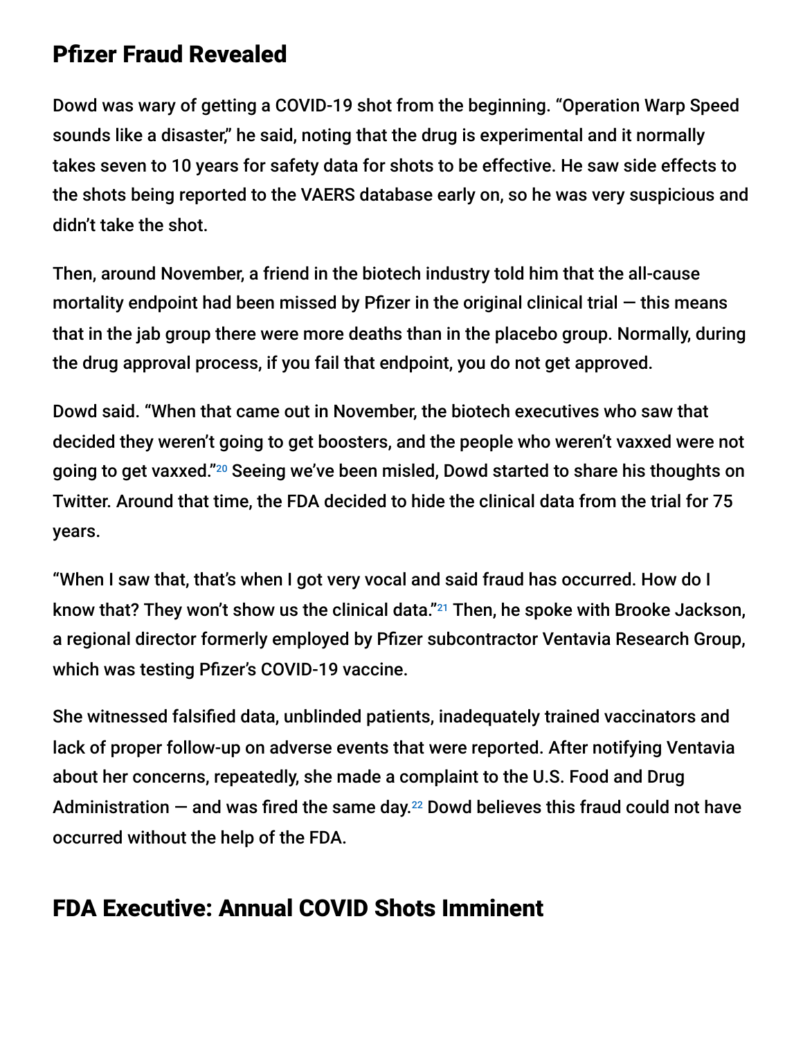## Pfizer Fraud Revealed

Dowd was wary of getting a COVID-19 shot from the beginning. "Operation Warp Speed sounds like a disaster," he said, noting that the drug is experimental and it normally takes seven to 10 years for safety data for shots to be effective. He saw side effects to the shots being reported to the VAERS database early on, so he was very suspicious and didn't take the shot.

Then, around November, a friend in the biotech industry told him that the all-cause mortality endpoint had been missed by Pfizer in the original clinical trial — this means that in the jab group there were more deaths than in the placebo group. Normally, during the drug approval process, if you fail that endpoint, you do not get approved.

Dowd said. "When that came out in November, the biotech executives who saw that decided they weren't going to get boosters, and the people who weren't vaxxed were not going to get vaxxed."[20] Seeing we've been misled, Dowd started to share his thoughts on Twitter. Around that time, the FDA decided to hide the clinical data from the trial for 75 years.

"When I saw that, that's when I got very vocal and said fraud has occurred. How do I know that? They won't show us the clinical data."[21] Then, he spoke with Brooke Jackson, a regional director formerly employed by Pfizer subcontractor Ventavia Research Group, which was testing Pfizer's COVID-19 vaccine.

She witnessed falsified data, unblinded patients, inadequately trained vaccinators and lack of proper follow-up on adverse events that were reported. After notifying Ventavia about her concerns, repeatedly, she made a complaint to the U.S. Food and Drug Administration — and was fired the same day.[22] Dowd believes this fraud could not have occurred without the help of the FDA.

## FDA Executive: Annual COVID Shots Imminent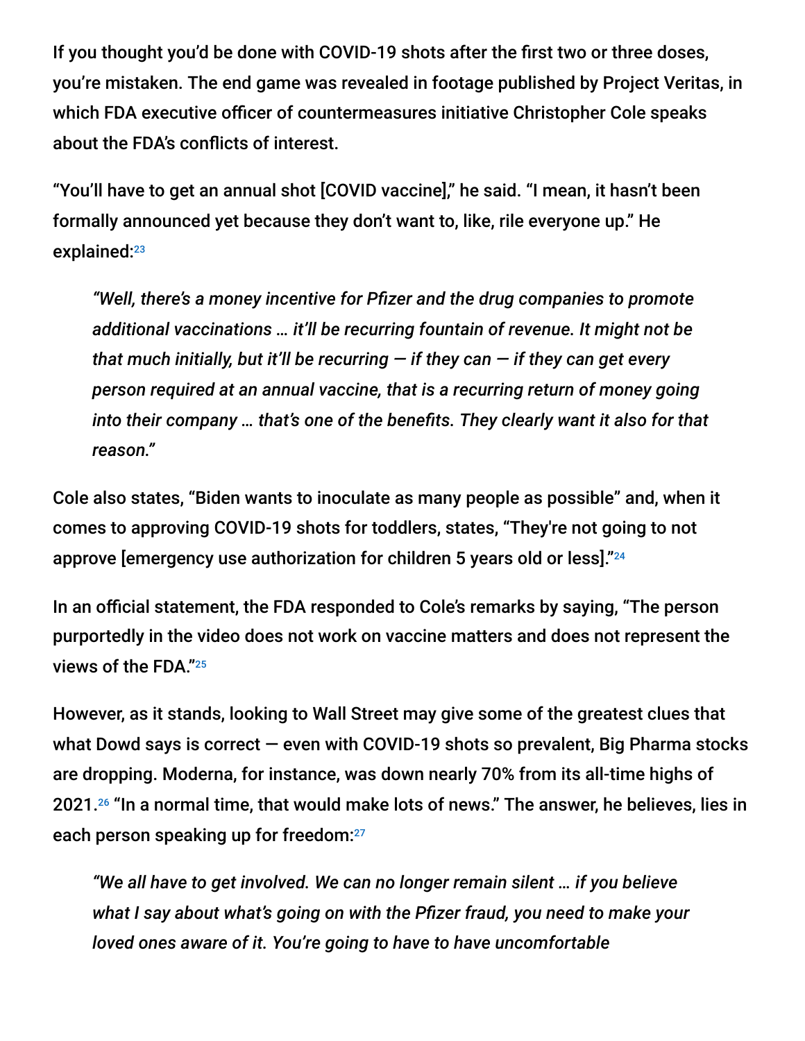If you thought you'd be done with COVID-19 shots after the first two or three doses, you're mistaken. The end game was revealed in footage published by Project Veritas, in which FDA executive officer of countermeasures initiative Christopher Cole speaks about the FDA's conflicts of interest.

"You'll have to get an annual shot [COVID vaccine]," he said. "I mean, it hasn't been formally announced yet because they don't want to, like, rile everyone up." He explained:[23]

> *"Well, there's a money incentive for Pfizer and the drug companies to promote additional vaccinations … it'll be recurring fountain of revenue. It might not be that much initially, but it'll be recurring — if they can — if they can get every person required at an annual vaccine, that is a recurring return of money going into their company … that's one of the benefits. They clearly want it also for that reason."*

Cole also states, "Biden wants to inoculate as many people as possible" and, when it comes to approving COVID-19 shots for toddlers, states, "They're not going to not approve [emergency use authorization for children 5 years old or less]."[24]

In an official statement, the FDA responded to Cole's remarks by saying, "The person purportedly in the video does not work on vaccine matters and does not represent the views of the FDA."[25]

However, as it stands, looking to Wall Street may give some of the greatest clues that what Dowd says is correct — even with COVID-19 shots so prevalent, Big Pharma stocks are dropping. Moderna, for instance, was down nearly 70% from its all-time highs of 2021.[26] "In a normal time, that would make lots of news." The answer, he believes, lies in each person speaking up for freedom:[27]

> *"We all have to get involved. We can no longer remain silent … if you believe what I say about what's going on with the Pfizer fraud, you need to make your loved ones aware of it. You're going to have to have uncomfortable*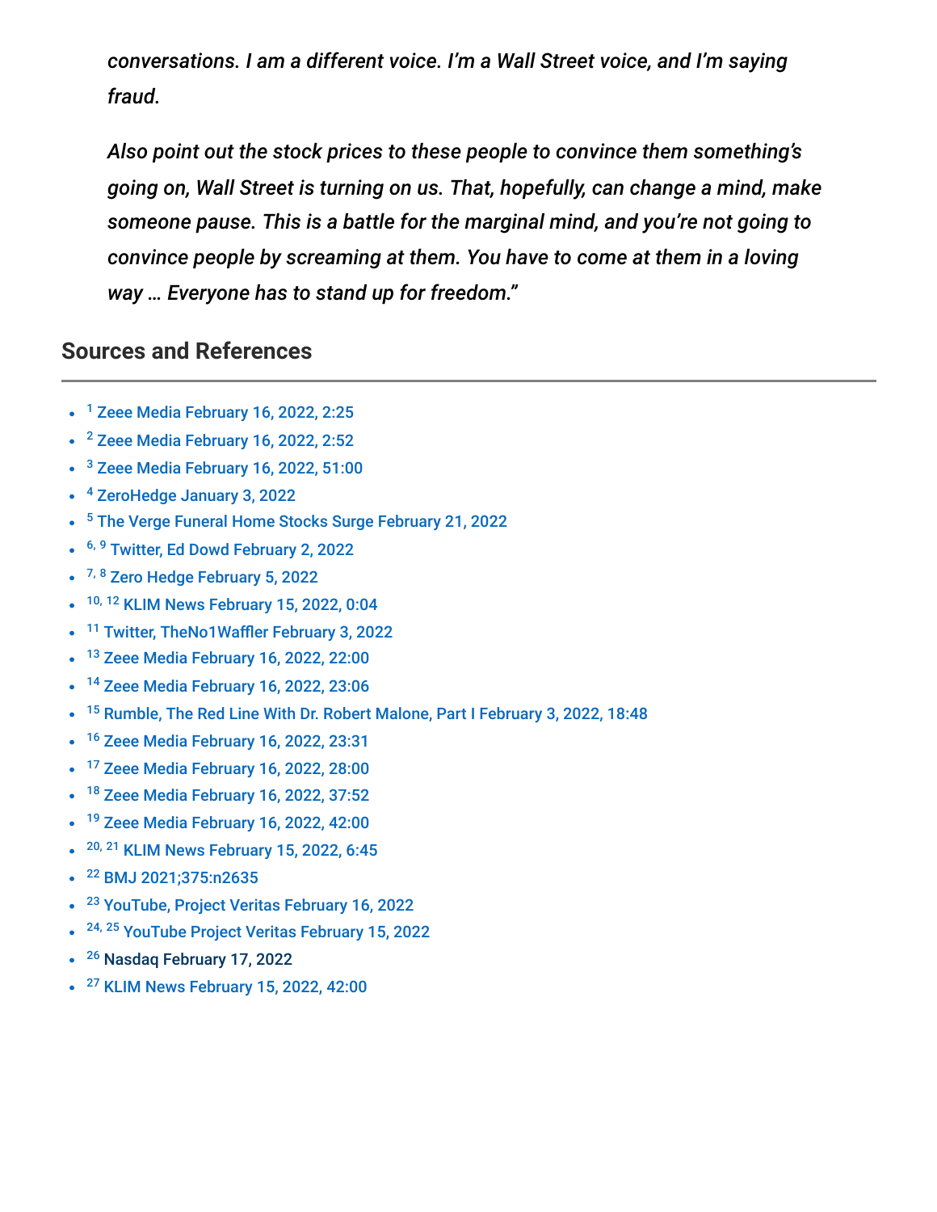*conversations. I am a different voice. I'm a Wall Street voice, and I'm saying fraud.*

*Also point out the stock prices to these people to convince them something's going on, Wall Street is turning on us. That, hopefully, can change a mind, make someone pause. This is a battle for the marginal mind, and you're not going to convince people by screaming at them. You have to come at them in a loving way … Everyone has to stand up for freedom."*

## Sources and References

- [1] Zeee Media February 16, 2022, 2:25
- [2] Zeee Media February 16, 2022, 2:52
- [3] Zeee Media February 16, 2022, 51:00
- [4] ZeroHedge January 3, 2022
- [5] The Verge Funeral Home Stocks Surge February 21, 2022
- [6, 9] Twitter, Ed Dowd February 2, 2022
- [7, 8] Zero Hedge February 5, 2022
- [10, 12] KLIM News February 15, 2022, 0:04
- [11] Twitter, TheNo1Waffler February 3, 2022
- [13] Zeee Media February 16, 2022, 22:00
- [14] Zeee Media February 16, 2022, 23:06
- [15] Rumble, The Red Line With Dr. Robert Malone, Part I February 3, 2022, 18:48
- [16] Zeee Media February 16, 2022, 23:31
- [17] Zeee Media February 16, 2022, 28:00
- [18] Zeee Media February 16, 2022, 37:52
- [19] Zeee Media February 16, 2022, 42:00
- [20, 21] KLIM News February 15, 2022, 6:45
- [22] BMJ 2021;375:n2635
- [23] YouTube, Project Veritas February 16, 2022
- [24, 25] YouTube Project Veritas February 15, 2022
- [26] Nasdaq February 17, 2022
- [27] KLIM News February 15, 2022, 42:00